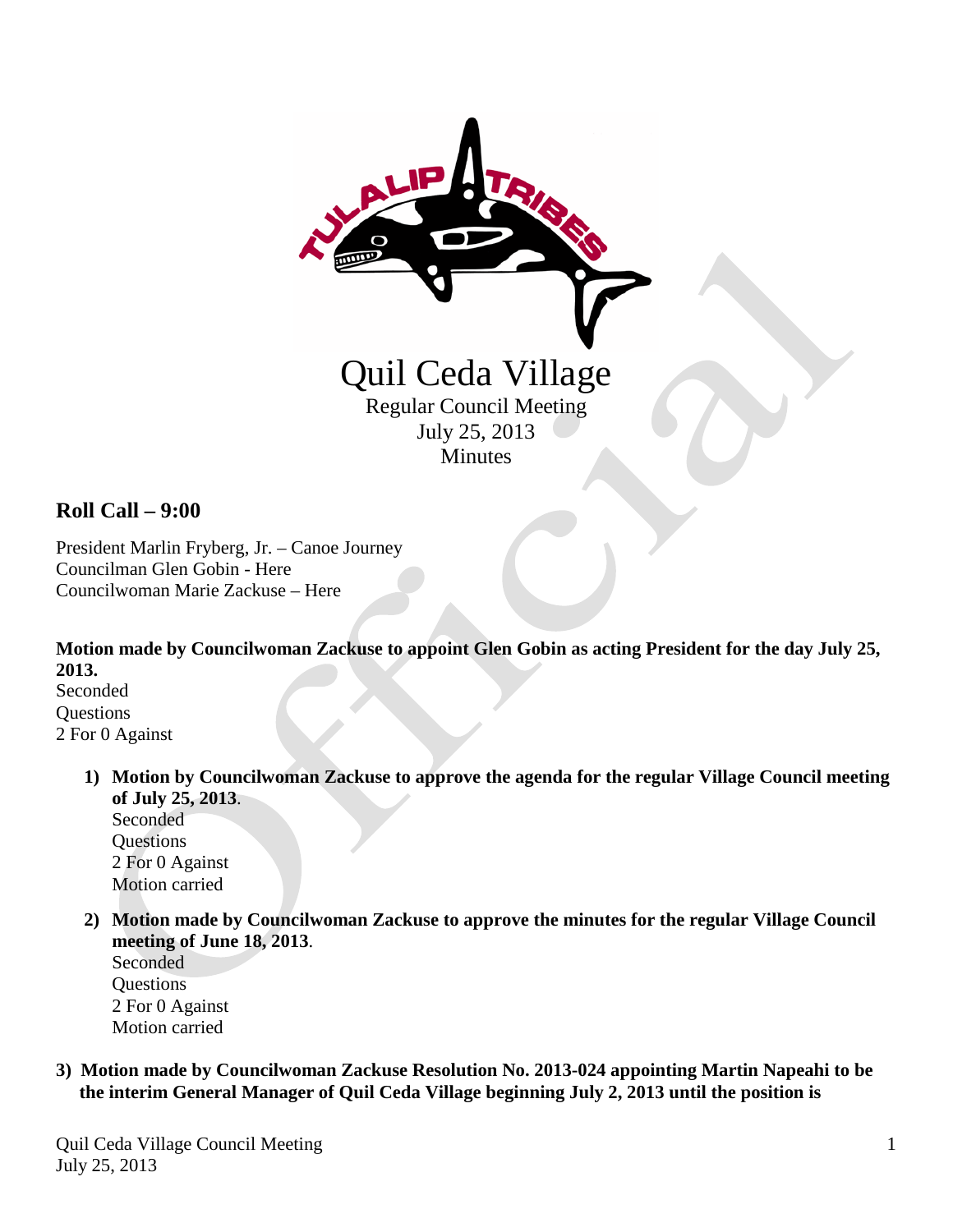# Quil Ceda Village

Regular Council Meeting
July 25, 2013
Minutes

## Roll Call – 9:00

President Marlin Fryberg, Jr. – Canoe Journey
Councilman Glen Gobin - Here
Councilwoman Marie Zackuse – Here

**Motion made by Councilwoman Zackuse to appoint Glen Gobin as acting President for the day July 25, 2013.**
Seconded
Questions
2 For 0 Against

1) **Motion by Councilwoman Zackuse to approve the agenda for the regular Village Council meeting of July 25, 2013**.
   Seconded
   Questions
   2 For 0 Against
   Motion carried

2) **Motion made by Councilwoman Zackuse to approve the minutes for the regular Village Council meeting of June 18, 2013**.
   Seconded
   Questions
   2 For 0 Against
   Motion carried

3) **Motion made by Councilwoman Zackuse Resolution No. 2013-024 appointing Martin Napeahi to be the interim General Manager of Quil Ceda Village beginning July 2, 2013 until the position is**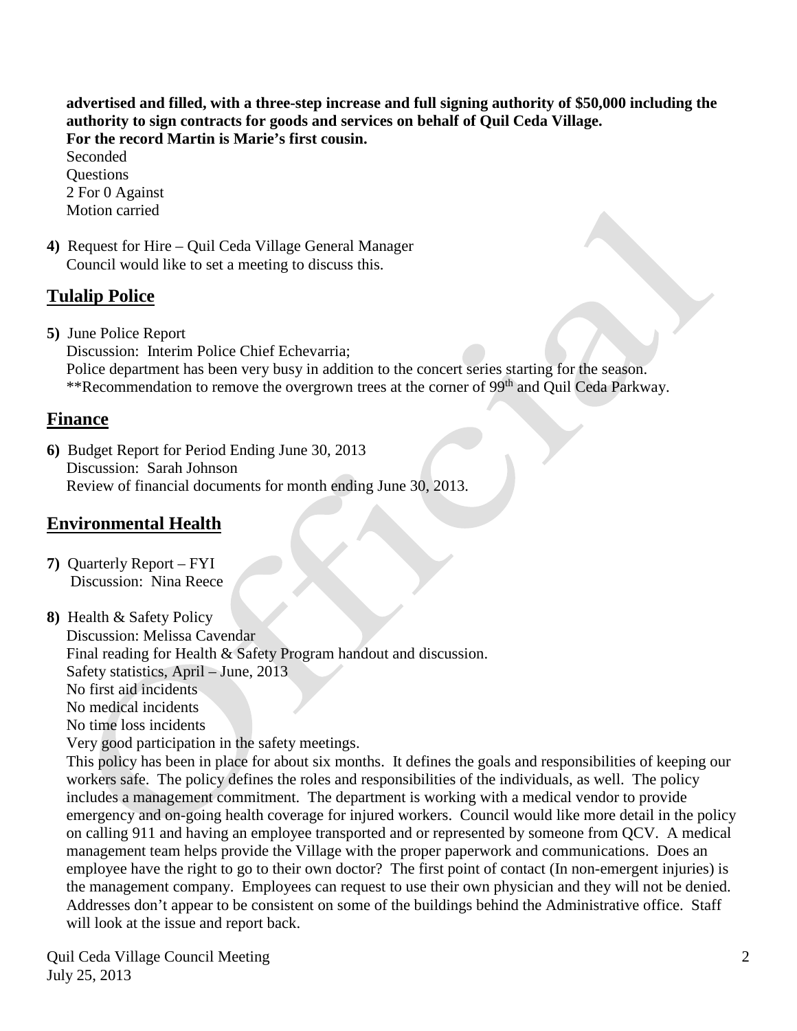**advertised and filled, with a three-step increase and full signing authority of $50,000 including the authority to sign contracts for goods and services on behalf of Quil Ceda Village.**
**For the record Martin is Marie's first cousin.**
Seconded
Questions
2 For 0 Against
Motion carried

**4)** Request for Hire – Quil Ceda Village General Manager
Council would like to set a meeting to discuss this.

## Tulalip Police

**5)** June Police Report
Discussion: Interim Police Chief Echevarria;
Police department has been very busy in addition to the concert series starting for the season.
**Recommendation to remove the overgrown trees at the corner of 99th and Quil Ceda Parkway.

## Finance

**6)** Budget Report for Period Ending June 30, 2013
Discussion: Sarah Johnson
Review of financial documents for month ending June 30, 2013.

## Environmental Health

**7)** Quarterly Report – FYI
Discussion: Nina Reece

**8)** Health & Safety Policy
Discussion: Melissa Cavendar
Final reading for Health & Safety Program handout and discussion.
Safety statistics, April – June, 2013
No first aid incidents
No medical incidents
No time loss incidents
Very good participation in the safety meetings.
This policy has been in place for about six months. It defines the goals and responsibilities of keeping our workers safe. The policy defines the roles and responsibilities of the individuals, as well. The policy includes a management commitment. The department is working with a medical vendor to provide emergency and on-going health coverage for injured workers. Council would like more detail in the policy on calling 911 and having an employee transported and or represented by someone from QCV. A medical management team helps provide the Village with the proper paperwork and communications. Does an employee have the right to go to their own doctor? The first point of contact (In non-emergent injuries) is the management company. Employees can request to use their own physician and they will not be denied. Addresses don't appear to be consistent on some of the buildings behind the Administrative office. Staff will look at the issue and report back.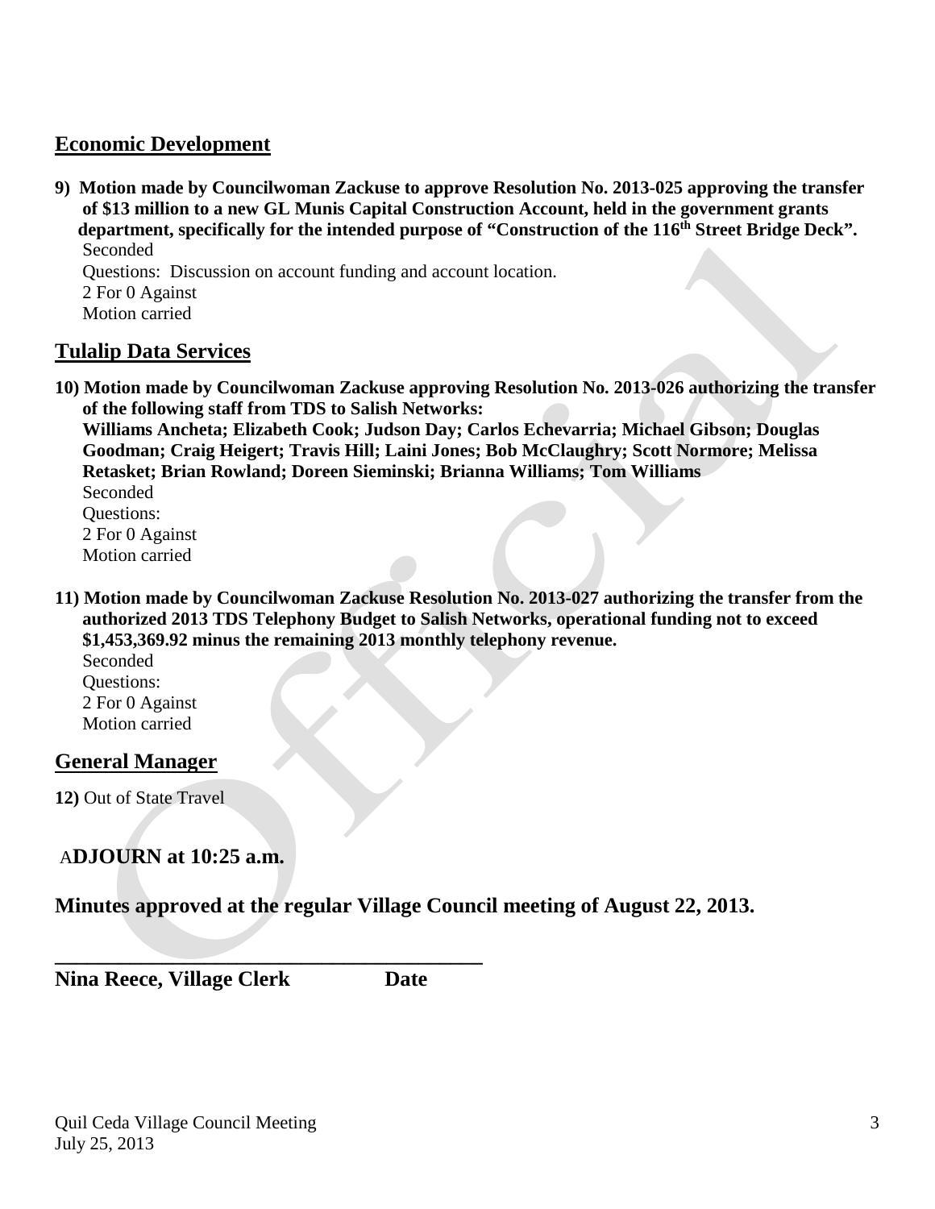## Economic Development

**9) Motion made by Councilwoman Zackuse to approve Resolution No. 2013-025 approving the transfer of $13 million to a new GL Munis Capital Construction Account, held in the government grants department, specifically for the intended purpose of "Construction of the 116th Street Bridge Deck".**

Seconded
Questions: Discussion on account funding and account location.
2 For 0 Against
Motion carried

## Tulalip Data Services

**10) Motion made by Councilwoman Zackuse approving Resolution No. 2013-026 authorizing the transfer of the following staff from TDS to Salish Networks:**
**Williams Ancheta; Elizabeth Cook; Judson Day; Carlos Echevarria; Michael Gibson; Douglas Goodman; Craig Heigert; Travis Hill; Laini Jones; Bob McClaughry; Scott Normore; Melissa Retasket; Brian Rowland; Doreen Sieminski; Brianna Williams; Tom Williams**

Seconded
Questions:
2 For 0 Against
Motion carried

**11) Motion made by Councilwoman Zackuse Resolution No. 2013-027 authorizing the transfer from the authorized 2013 TDS Telephony Budget to Salish Networks, operational funding not to exceed $1,453,369.92 minus the remaining 2013 monthly telephony revenue.**

Seconded
Questions:
2 For 0 Against
Motion carried

## General Manager

**12)** Out of State Travel

**ADJOURN at 10:25 a.m.**

**Minutes approved at the regular Village Council meeting of August 22, 2013.**

\_\_\_\_\_\_\_\_\_\_\_\_\_\_\_\_\_\_\_\_\_\_\_\_\_\_\_\_\_\_\_\_\_\_\_\_\_\_\_\_

**Nina Reece, Village Clerk Date**